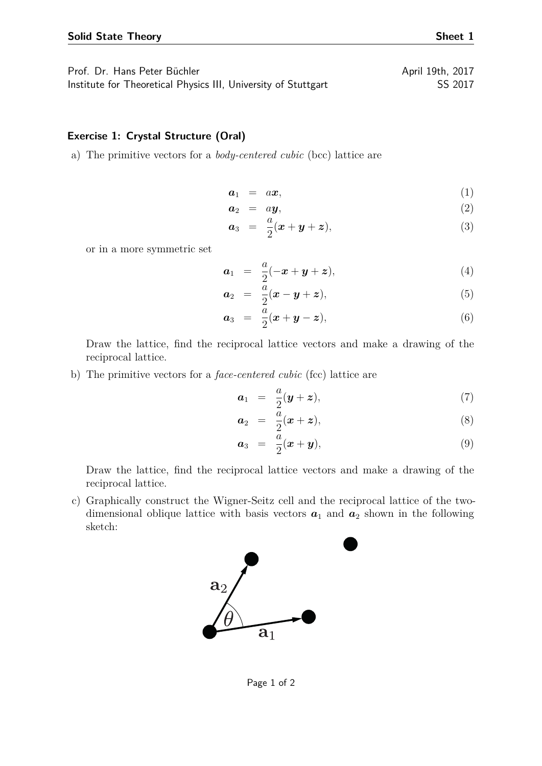**Solid State Theory** **Sheet 1**

Prof. Dr. Hans Peter Büchler April 19th, 2017
Institute for Theoretical Physics III, University of Stuttgart SS 2017

### Exercise 1: Crystal Structure (Oral)

a) The primitive vectors for a *body-centered cubic* (bcc) lattice are

$$\boldsymbol{a}_1 = a\boldsymbol{x}, \tag{1}$$

$$\boldsymbol{a}_2 = a\boldsymbol{y}, \tag{2}$$

$$\boldsymbol{a}_3 = \frac{a}{2}(\boldsymbol{x}+\boldsymbol{y}+\boldsymbol{z}), \tag{3}$$

or in a more symmetric set

$$\boldsymbol{a}_1 = \frac{a}{2}(-\boldsymbol{x}+\boldsymbol{y}+\boldsymbol{z}), \tag{4}$$

$$\boldsymbol{a}_2 = \frac{a}{2}(\boldsymbol{x}-\boldsymbol{y}+\boldsymbol{z}), \tag{5}$$

$$\boldsymbol{a}_3 = \frac{a}{2}(\boldsymbol{x}+\boldsymbol{y}-\boldsymbol{z}), \tag{6}$$

Draw the lattice, find the reciprocal lattice vectors and make a drawing of the reciprocal lattice.

b) The primitive vectors for a *face-centered cubic* (fcc) lattice are

$$\boldsymbol{a}_1 = \frac{a}{2}(\boldsymbol{y}+\boldsymbol{z}), \tag{7}$$

$$\boldsymbol{a}_2 = \frac{a}{2}(\boldsymbol{x}+\boldsymbol{z}), \tag{8}$$

$$\boldsymbol{a}_3 = \frac{a}{2}(\boldsymbol{x}+\boldsymbol{y}), \tag{9}$$

Draw the lattice, find the reciprocal lattice vectors and make a drawing of the reciprocal lattice.

c) Graphically construct the Wigner-Seitz cell and the reciprocal lattice of the two-dimensional oblique lattice with basis vectors $\boldsymbol{a}_1$ and $\boldsymbol{a}_2$ shown in the following sketch: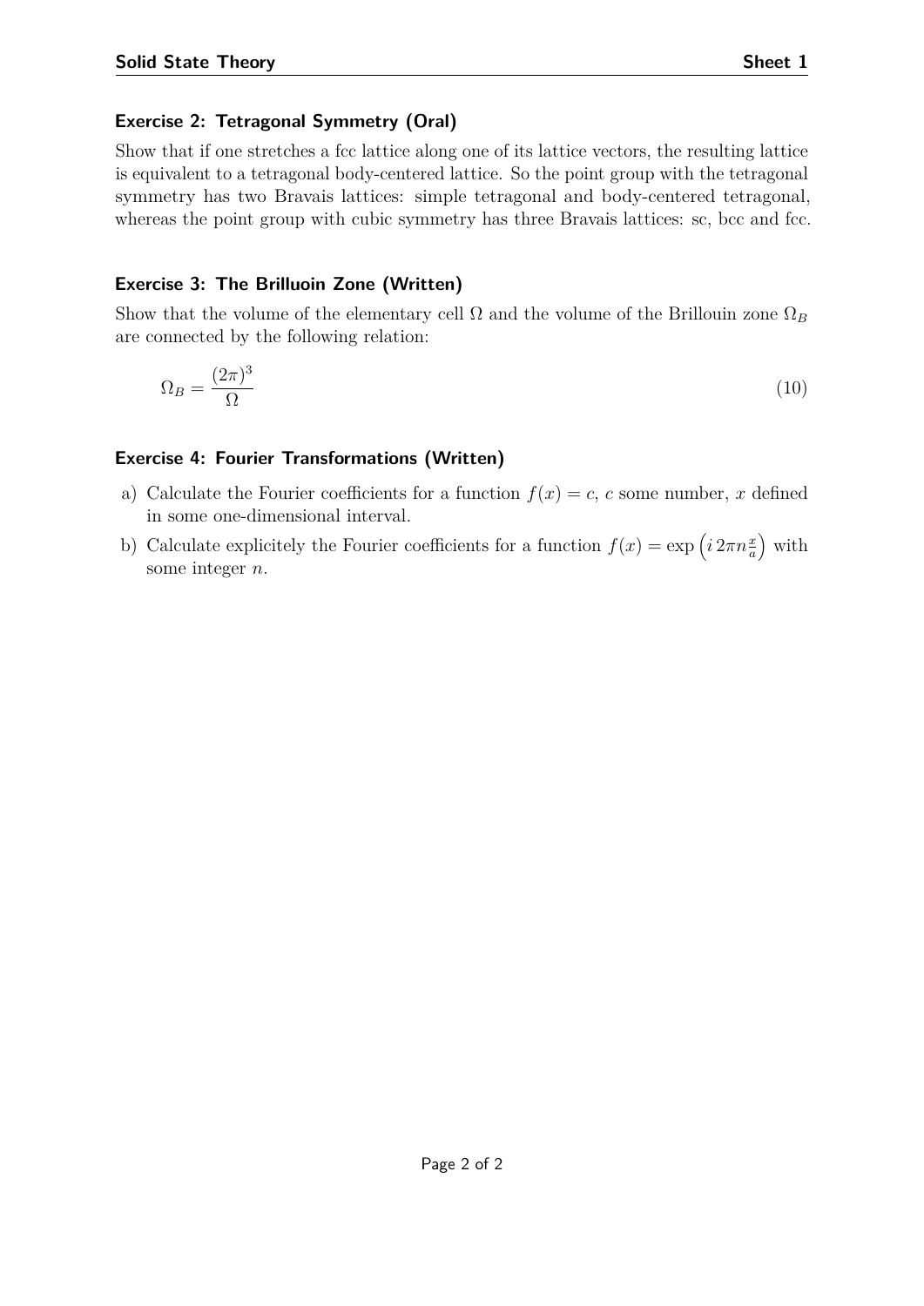### Exercise 2: Tetragonal Symmetry (Oral)

Show that if one stretches a fcc lattice along one of its lattice vectors, the resulting lattice is equivalent to a tetragonal body-centered lattice. So the point group with the tetragonal symmetry has two Bravais lattices: simple tetragonal and body-centered tetragonal, whereas the point group with cubic symmetry has three Bravais lattices: sc, bcc and fcc.

### Exercise 3: The Brilluoin Zone (Written)

Show that the volume of the elementary cell $\Omega$ and the volume of the Brillouin zone $\Omega_B$ are connected by the following relation:

$$\Omega_B = \frac{(2\pi)^3}{\Omega} \tag{10}$$

### Exercise 4: Fourier Transformations (Written)

a) Calculate the Fourier coefficients for a function $f(x) = c$, $c$ some number, $x$ defined in some one-dimensional interval.

b) Calculate explicitely the Fourier coefficients for a function $f(x) = \exp\left(i\,2\pi n \frac{x}{a}\right)$ with some integer $n$.